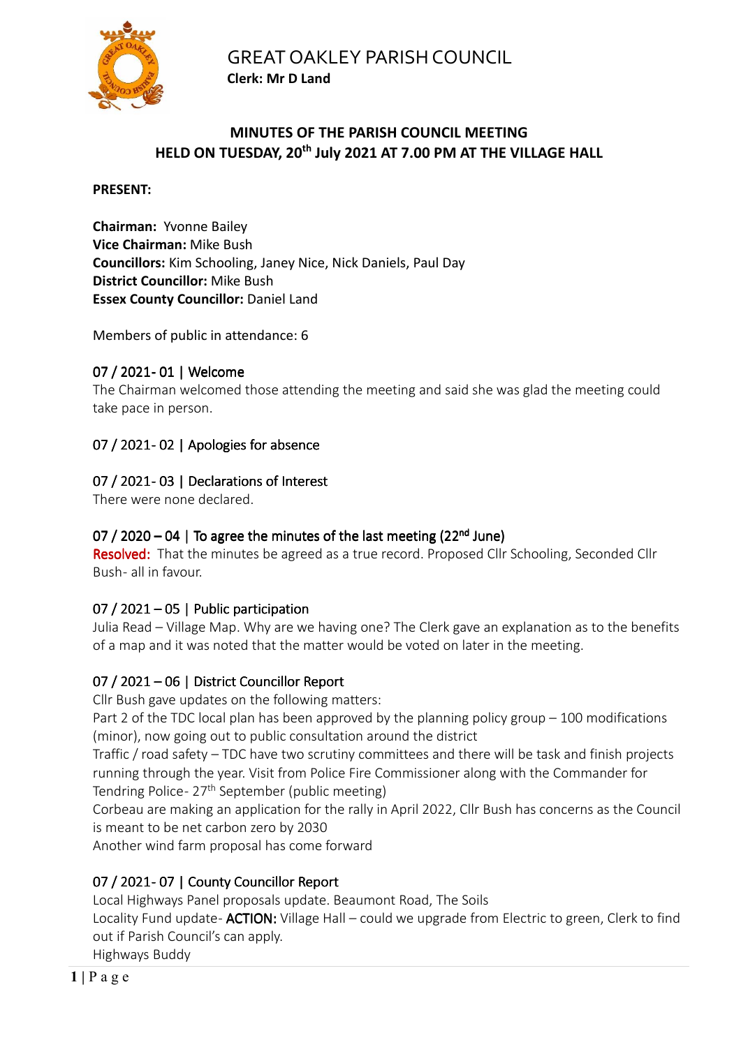# GREAT OAKLEY PARISH COUNCIL

**Clerk: Mr D Land**

## MINUTES OF THE PARISH COUNCIL MEETING HELD ON TUESDAY, 20th July 2021 AT 7.00 PM AT THE VILLAGE HALL

**PRESENT:**

**Chairman:** Yvonne Bailey
**Vice Chairman:** Mike Bush
**Councillors:** Kim Schooling, Janey Nice, Nick Daniels, Paul Day
**District Councillor:** Mike Bush
**Essex County Councillor:** Daniel Land

Members of public in attendance: 6

### 07 / 2021- 01 | Welcome

The Chairman welcomed those attending the meeting and said she was glad the meeting could take pace in person.

### 07 / 2021- 02 | Apologies for absence

### 07 / 2021- 03 | Declarations of Interest

There were none declared.

### 07 / 2020 – 04 | To agree the minutes of the last meeting (22nd June)

**Resolved:** That the minutes be agreed as a true record. Proposed Cllr Schooling, Seconded Cllr Bush- all in favour.

### 07 / 2021 – 05 | Public participation

Julia Read – Village Map. Why are we having one? The Clerk gave an explanation as to the benefits of a map and it was noted that the matter would be voted on later in the meeting.

### 07 / 2021 – 06 | District Councillor Report

Cllr Bush gave updates on the following matters:

Part 2 of the TDC local plan has been approved by the planning policy group – 100 modifications (minor), now going out to public consultation around the district

Traffic / road safety – TDC have two scrutiny committees and there will be task and finish projects running through the year. Visit from Police Fire Commissioner along with the Commander for Tendring Police- 27th September (public meeting)

Corbeau are making an application for the rally in April 2022, Cllr Bush has concerns as the Council is meant to be net carbon zero by 2030

Another wind farm proposal has come forward

### 07 / 2021- 07 | County Councillor Report

Local Highways Panel proposals update. Beaumont Road, The Soils

Locality Fund update- **ACTION:** Village Hall – could we upgrade from Electric to green, Clerk to find out if Parish Council's can apply.

Highways Buddy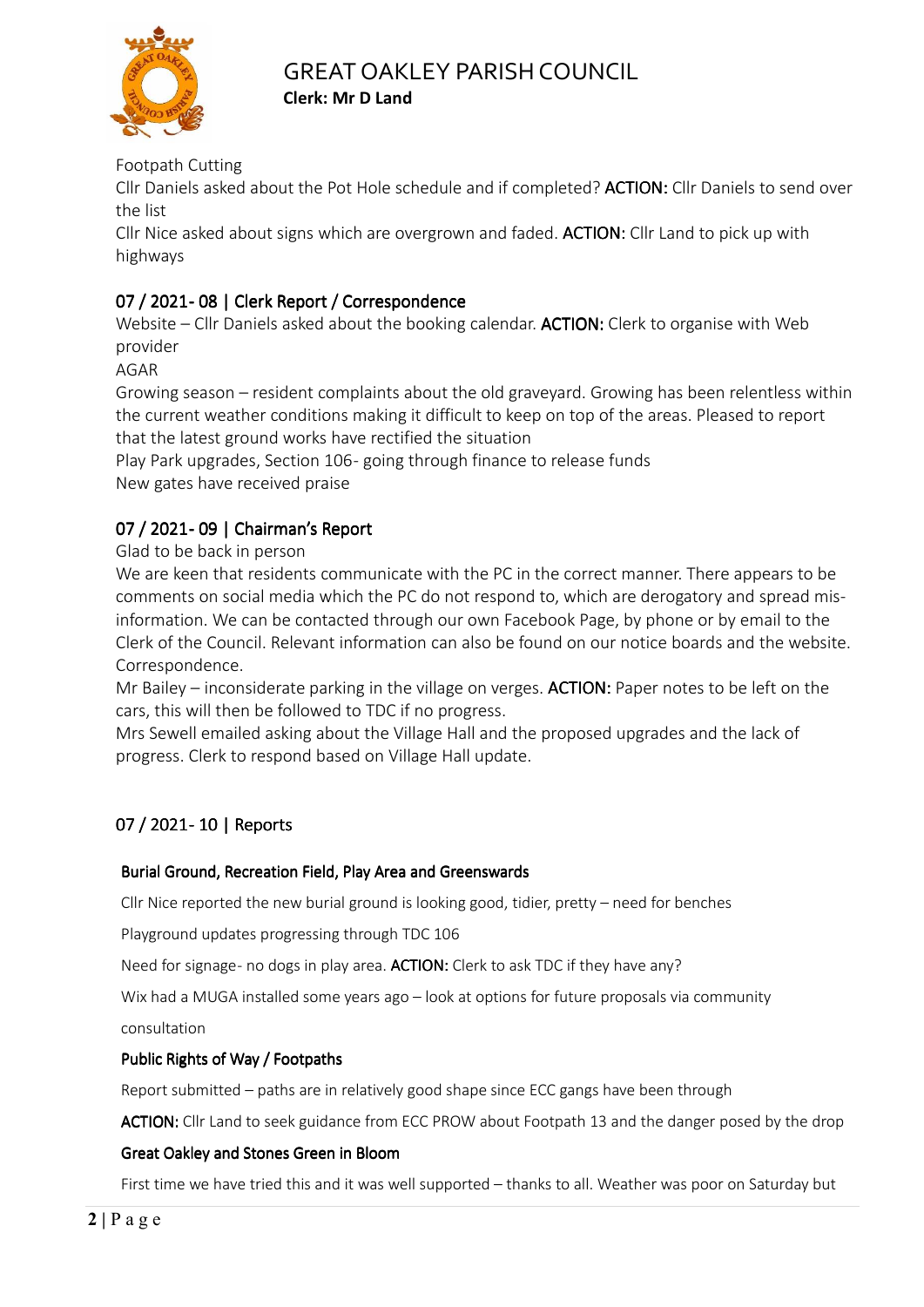Footpath Cutting

Cllr Daniels asked about the Pot Hole schedule and if completed? **ACTION:** Cllr Daniels to send over the list

Cllr Nice asked about signs which are overgrown and faded. **ACTION:** Cllr Land to pick up with highways

## 07 / 2021- 08 | Clerk Report / Correspondence

Website – Cllr Daniels asked about the booking calendar. **ACTION:** Clerk to organise with Web provider

AGAR

Growing season – resident complaints about the old graveyard. Growing has been relentless within the current weather conditions making it difficult to keep on top of the areas. Pleased to report that the latest ground works have rectified the situation

Play Park upgrades, Section 106- going through finance to release funds

New gates have received praise

## 07 / 2021- 09 | Chairman's Report

Glad to be back in person

We are keen that residents communicate with the PC in the correct manner. There appears to be comments on social media which the PC do not respond to, which are derogatory and spread mis-information. We can be contacted through our own Facebook Page, by phone or by email to the Clerk of the Council. Relevant information can also be found on our notice boards and the website. Correspondence.

Mr Bailey – inconsiderate parking in the village on verges. **ACTION:** Paper notes to be left on the cars, this will then be followed to TDC if no progress.

Mrs Sewell emailed asking about the Village Hall and the proposed upgrades and the lack of progress. Clerk to respond based on Village Hall update.

## 07 / 2021- 10 | Reports

### Burial Ground, Recreation Field, Play Area and Greenswards

Cllr Nice reported the new burial ground is looking good, tidier, pretty – need for benches

Playground updates progressing through TDC 106

Need for signage- no dogs in play area. **ACTION:** Clerk to ask TDC if they have any?

Wix had a MUGA installed some years ago – look at options for future proposals via community consultation

### Public Rights of Way / Footpaths

Report submitted – paths are in relatively good shape since ECC gangs have been through

**ACTION:** Cllr Land to seek guidance from ECC PROW about Footpath 13 and the danger posed by the drop

### Great Oakley and Stones Green in Bloom

First time we have tried this and it was well supported – thanks to all. Weather was poor on Saturday but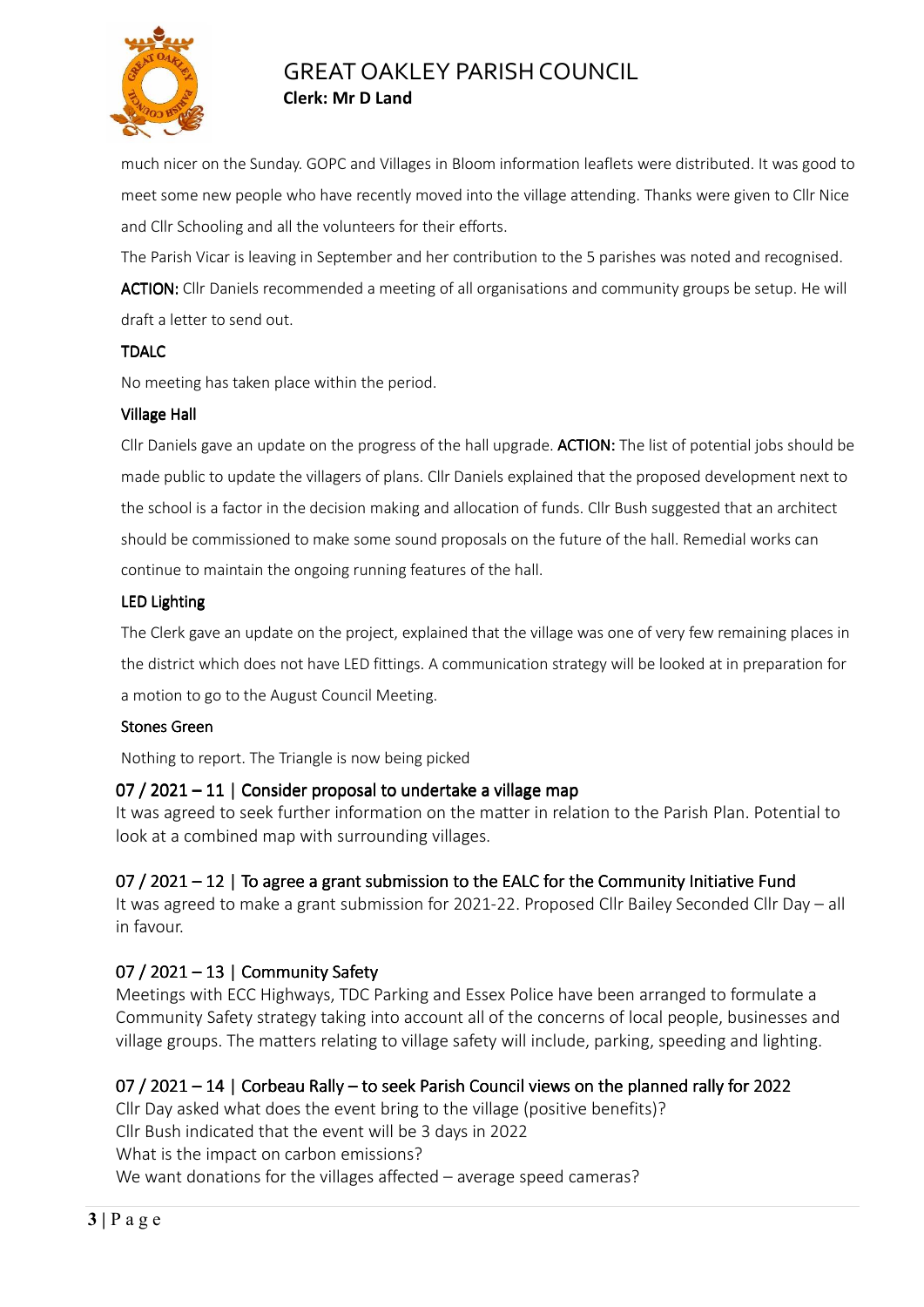much nicer on the Sunday. GOPC and Villages in Bloom information leaflets were distributed. It was good to meet some new people who have recently moved into the village attending. Thanks were given to Cllr Nice and Cllr Schooling and all the volunteers for their efforts.

The Parish Vicar is leaving in September and her contribution to the 5 parishes was noted and recognised.

**ACTION:** Cllr Daniels recommended a meeting of all organisations and community groups be setup. He will draft a letter to send out.

**TDALC**

No meeting has taken place within the period.

**Village Hall**

Cllr Daniels gave an update on the progress of the hall upgrade. **ACTION:** The list of potential jobs should be made public to update the villagers of plans. Cllr Daniels explained that the proposed development next to the school is a factor in the decision making and allocation of funds. Cllr Bush suggested that an architect should be commissioned to make some sound proposals on the future of the hall. Remedial works can continue to maintain the ongoing running features of the hall.

**LED Lighting**

The Clerk gave an update on the project, explained that the village was one of very few remaining places in the district which does not have LED fittings. A communication strategy will be looked at in preparation for a motion to go to the August Council Meeting.

Stones Green

Nothing to report. The Triangle is now being picked

## 07 / 2021 – 11 | Consider proposal to undertake a village map

It was agreed to seek further information on the matter in relation to the Parish Plan. Potential to look at a combined map with surrounding villages.

## 07 / 2021 – 12 | To agree a grant submission to the EALC for the Community Initiative Fund

It was agreed to make a grant submission for 2021-22. Proposed Cllr Bailey Seconded Cllr Day – all in favour.

## 07 / 2021 – 13 | Community Safety

Meetings with ECC Highways, TDC Parking and Essex Police have been arranged to formulate a Community Safety strategy taking into account all of the concerns of local people, businesses and village groups. The matters relating to village safety will include, parking, speeding and lighting.

## 07 / 2021 – 14 | Corbeau Rally – to seek Parish Council views on the planned rally for 2022

Cllr Day asked what does the event bring to the village (positive benefits)?
Cllr Bush indicated that the event will be 3 days in 2022
What is the impact on carbon emissions?
We want donations for the villages affected – average speed cameras?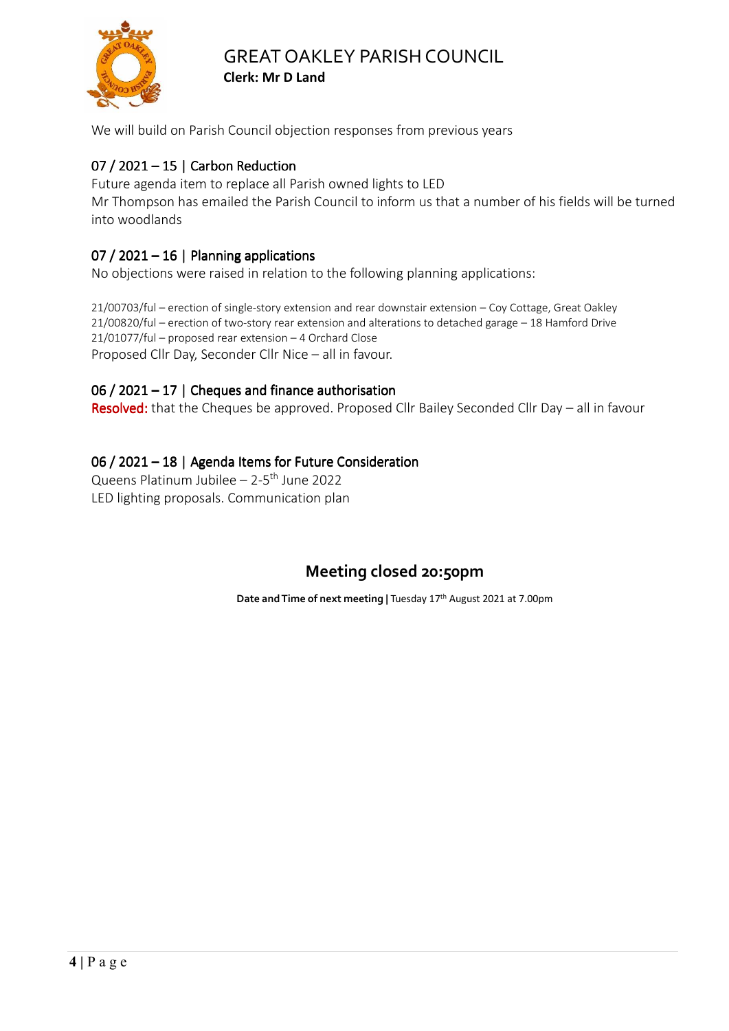# GREAT OAKLEY PARISH COUNCIL

**Clerk: Mr D Land**

We will build on Parish Council objection responses from previous years

### 07 / 2021 – 15 | Carbon Reduction

Future agenda item to replace all Parish owned lights to LED

Mr Thompson has emailed the Parish Council to inform us that a number of his fields will be turned into woodlands

### 07 / 2021 – 16 | Planning applications

No objections were raised in relation to the following planning applications:

21/00703/ful – erection of single-story extension and rear downstair extension – Coy Cottage, Great Oakley
21/00820/ful – erection of two-story rear extension and alterations to detached garage – 18 Hamford Drive
21/01077/ful – proposed rear extension – 4 Orchard Close
Proposed Cllr Day, Seconder Cllr Nice – all in favour.

### 06 / 2021 – 17 | Cheques and finance authorisation

**Resolved:** that the Cheques be approved. Proposed Cllr Bailey Seconded Cllr Day – all in favour

### 06 / 2021 – 18 | Agenda Items for Future Consideration

Queens Platinum Jubilee – 2-5th June 2022
LED lighting proposals. Communication plan

## Meeting closed 20:50pm

**Date and Time of next meeting |** Tuesday 17th August 2021 at 7.00pm